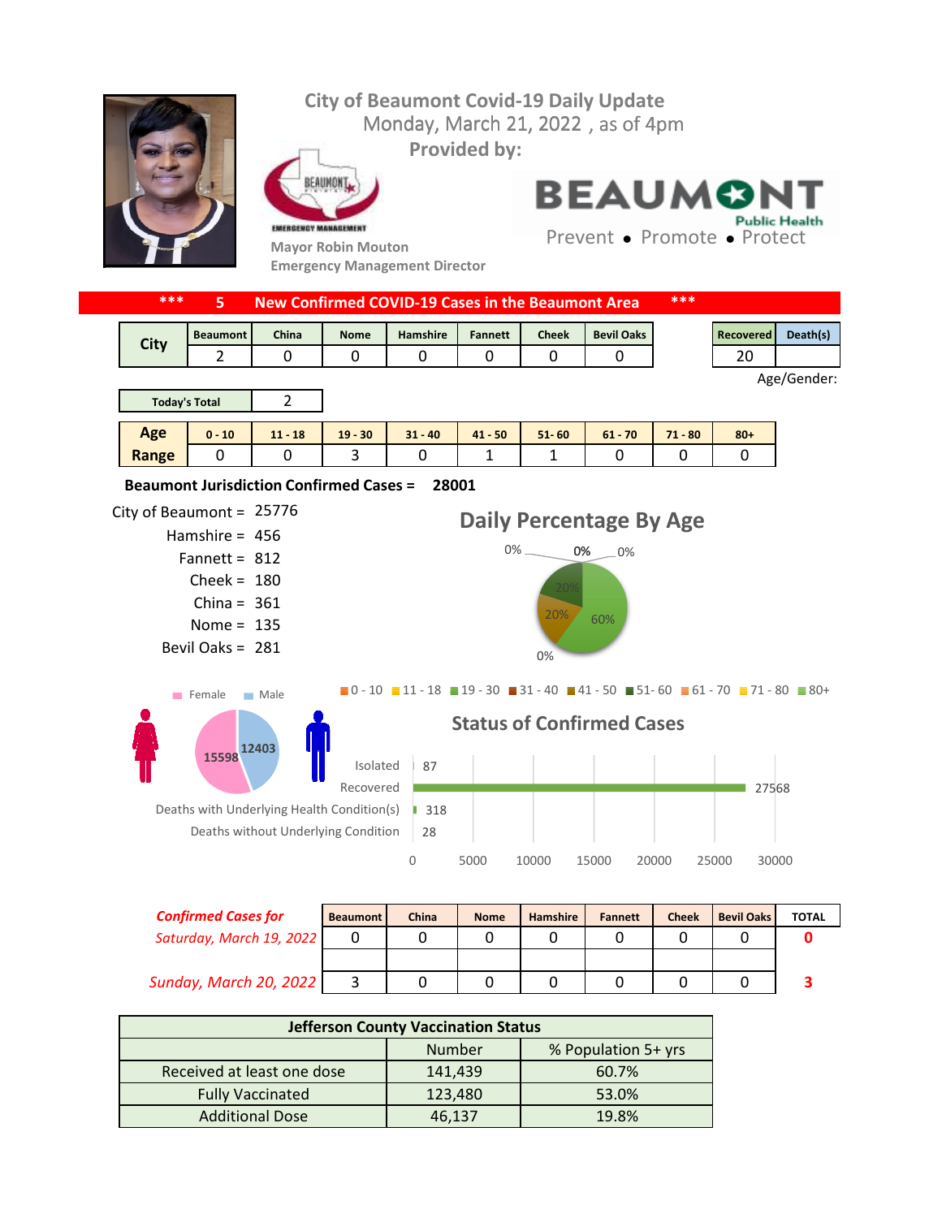# City of Beaumont Covid-19 Daily Update

Monday, March 21, 2022 , as of 4pm

Provided by:

Mayor Robin Mouton
Emergency Management Director

BEAUMONT Public Health
Prevent • Promote • Protect

**\*\*\* 5 New Confirmed COVID-19 Cases in the Beaumont Area \*\*\***

| City | Beaumont | China | Nome | Hamshire | Fannett | Cheek | Bevil Oaks |
|---|---|---|---|---|---|---|---|
| | 2 | 0 | 0 | 0 | 0 | 0 | 0 |

| Recovered | Death(s) |
|---|---|
| 20 | |

Age/Gender:

| Today's Total | 2 |
|---|---|

| Age Range | 0 - 10 | 11 - 18 | 19 - 30 | 31 - 40 | 41 - 50 | 51- 60 | 61 - 70 | 71 - 80 | 80+ |
|---|---|---|---|---|---|---|---|---|---|
| | 0 | 0 | 3 | 0 | 1 | 1 | 0 | 0 | 0 |

**Beaumont Jurisdiction Confirmed Cases = 28001**

City of Beaumont = 25776
Hamshire = 456
Fannett = 812
Cheek = 180
China = 361
Nome = 135
Bevil Oaks = 281

## Daily Percentage By Age

0% 0% 0% 20% 20% 60% 0%

0 - 10, 11 - 18, 19 - 30, 31 - 40, 41 - 50, 51- 60, 61 - 70, 71 - 80, 80+

Female: 15598 | Male: 12403

## Status of Confirmed Cases

| Status | Count |
|---|---|
| Isolated | 87 |
| Recovered | 27568 |
| Deaths with Underlying Health Condition(s) | 318 |
| Deaths without Underlying Condition | 28 |

| Confirmed Cases for | Beaumont | China | Nome | Hamshire | Fannett | Cheek | Bevil Oaks | TOTAL |
|---|---|---|---|---|---|---|---|---|
| *Saturday, March 19, 2022* | 0 | 0 | 0 | 0 | 0 | 0 | 0 | 0 |
| *Sunday, March 20, 2022* | 3 | 0 | 0 | 0 | 0 | 0 | 0 | 3 |

| Jefferson County Vaccination Status | | |
|---|---|---|
| | Number | % Population 5+ yrs |
| Received at least one dose | 141,439 | 60.7% |
| Fully Vaccinated | 123,480 | 53.0% |
| Additional Dose | 46,137 | 19.8% |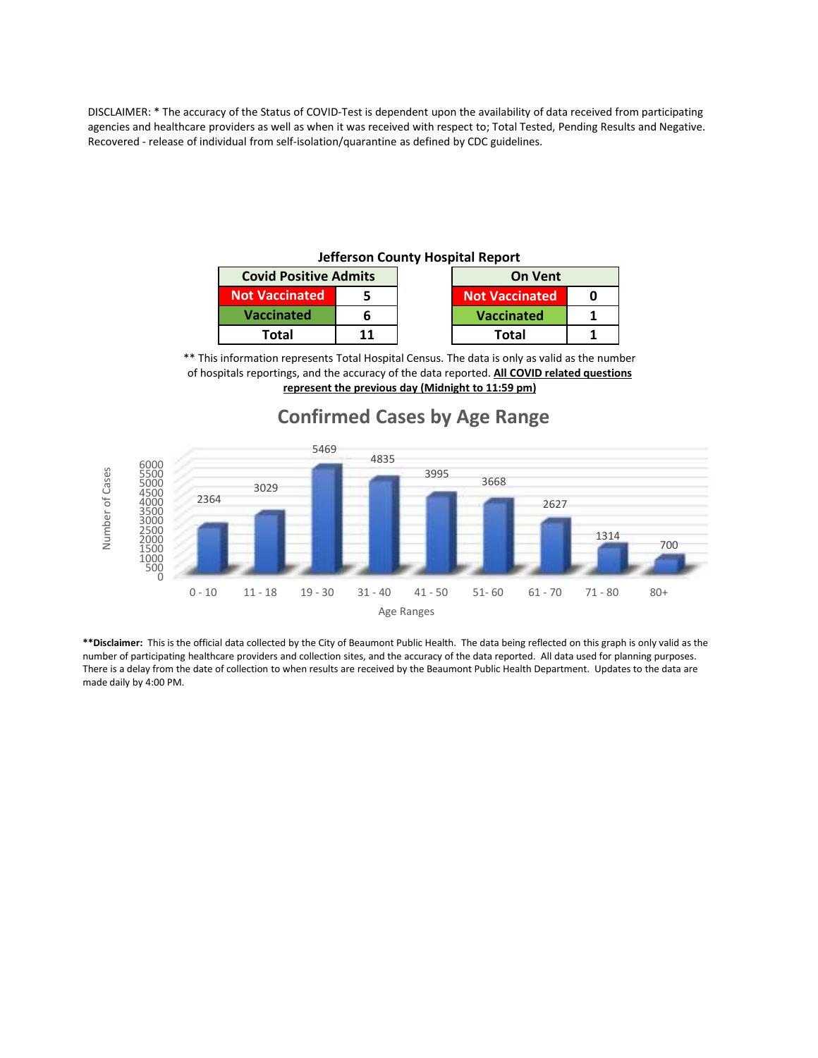DISCLAIMER: * The accuracy of the Status of COVID-Test is dependent upon the availability of data received from participating agencies and healthcare providers as well as when it was received with respect to; Total Tested, Pending Results and Negative. Recovered - release of individual from self-isolation/quarantine as defined by CDC guidelines.

## Jefferson County Hospital Report

| Covid Positive Admits | |
|---|---|
| Not Vaccinated | 5 |
| Vaccinated | 6 |
| Total | 11 |

| On Vent | |
|---|---|
| Not Vaccinated | 0 |
| Vaccinated | 1 |
| Total | 1 |

** This information represents Total Hospital Census. The data is only as valid as the number of hospitals reportings, and the accuracy of the data reported. **All COVID related questions represent the previous day (Midnight to 11:59 pm)**

## Confirmed Cases by Age Range

Number of Cases

6000
5500
5000
4500
4000
3500
3000
2500
2000
1500
1000
500
0

2364
3029
5469
4835
3995
3668
2627
1314
700

0 - 10
11 - 18
19 - 30
31 - 40
41 - 50
51- 60
61 - 70
71 - 80
80+

Age Ranges

**\*\*Disclaimer:** This is the official data collected by the City of Beaumont Public Health. The data being reflected on this graph is only valid as the number of participating healthcare providers and collection sites, and the accuracy of the data reported. All data used for planning purposes. There is a delay from the date of collection to when results are received by the Beaumont Public Health Department. Updates to the data are made daily by 4:00 PM.